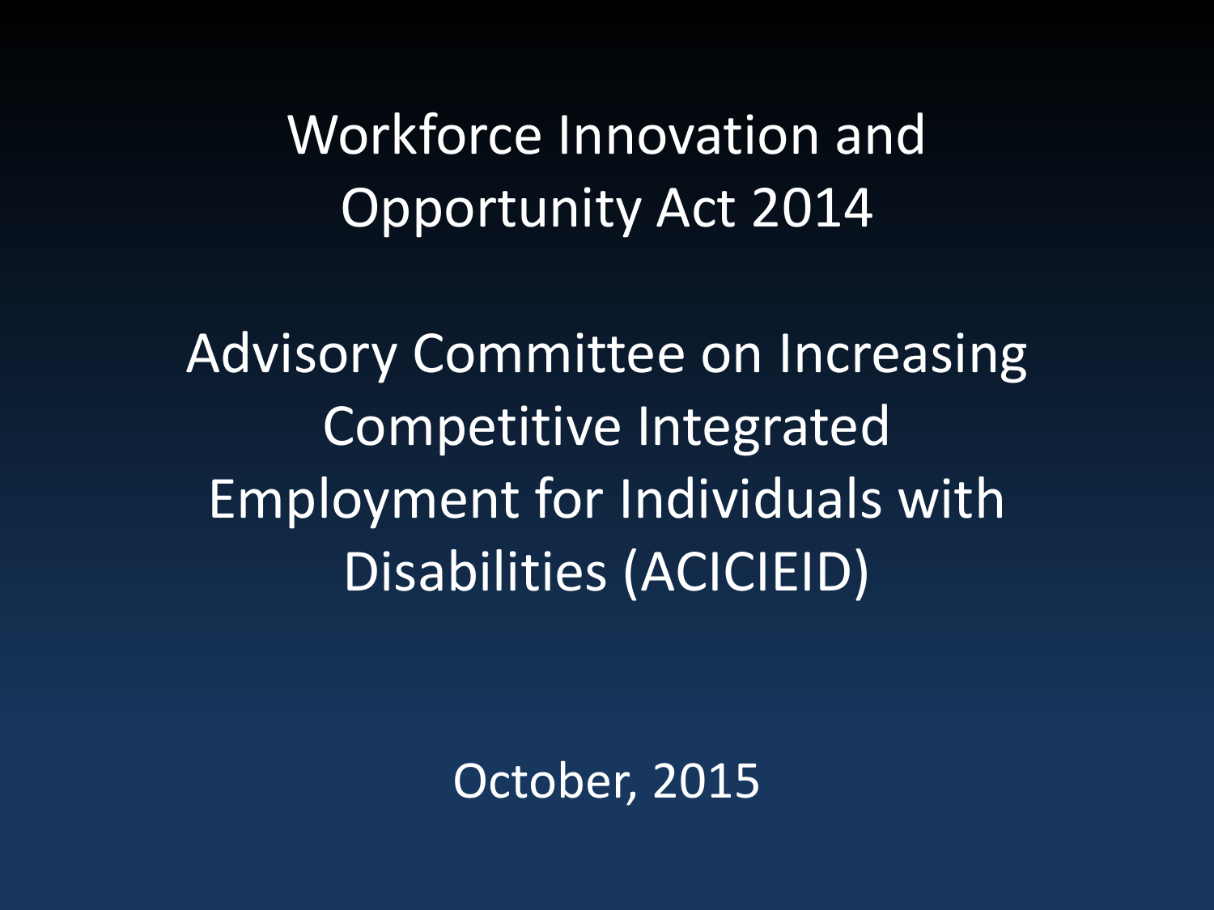# Workforce Innovation and Opportunity Act 2014

## Advisory Committee on Increasing Competitive Integrated Employment for Individuals with Disabilities (ACICIEID)

October, 2015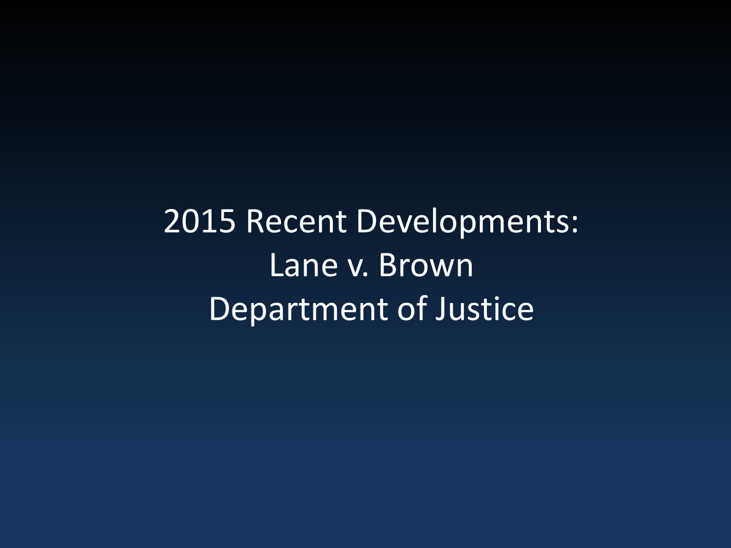# 2015 Recent Developments:
# Lane v. Brown
# Department of Justice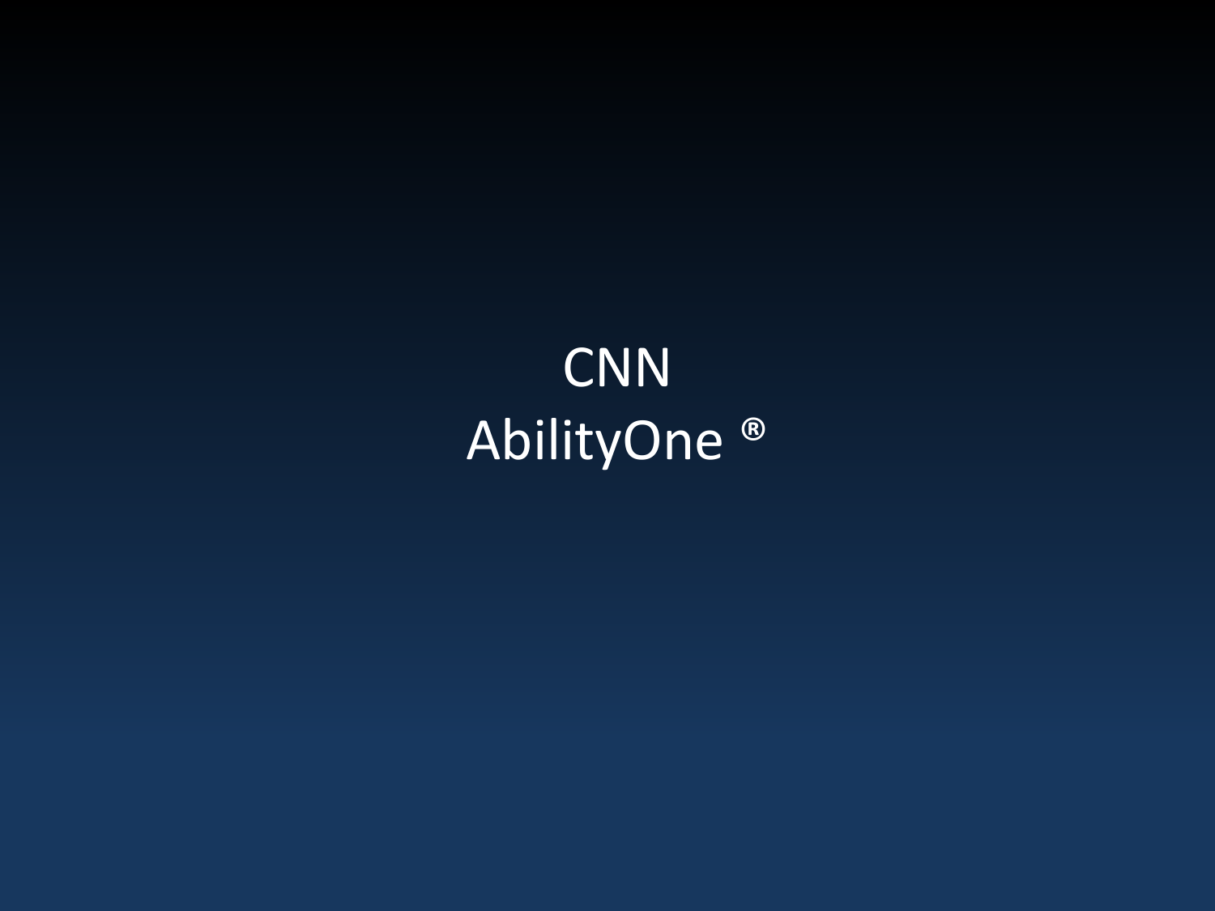# CNN
# AbilityOne ®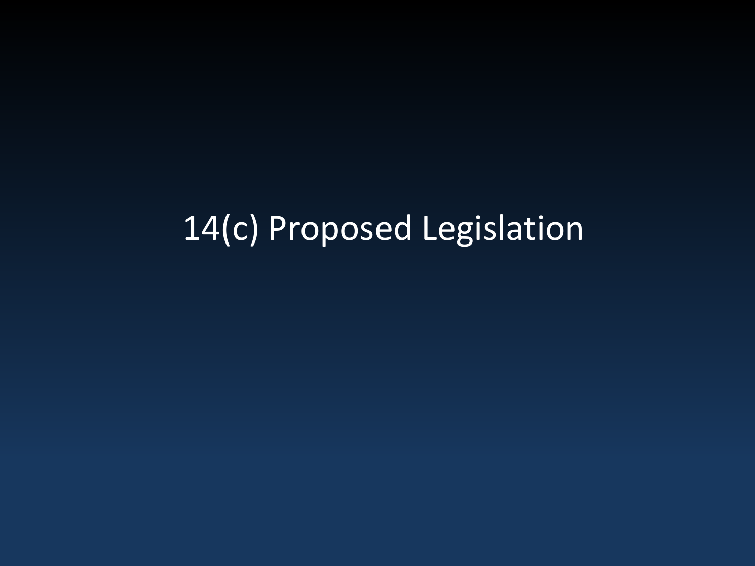# 14(c) Proposed Legislation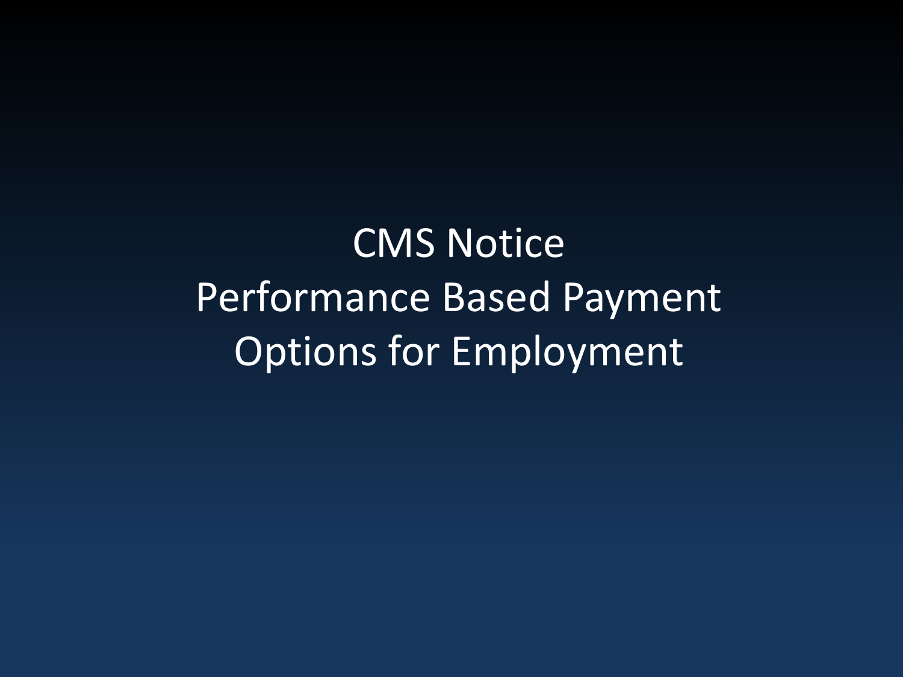# CMS Notice
# Performance Based Payment
# Options for Employment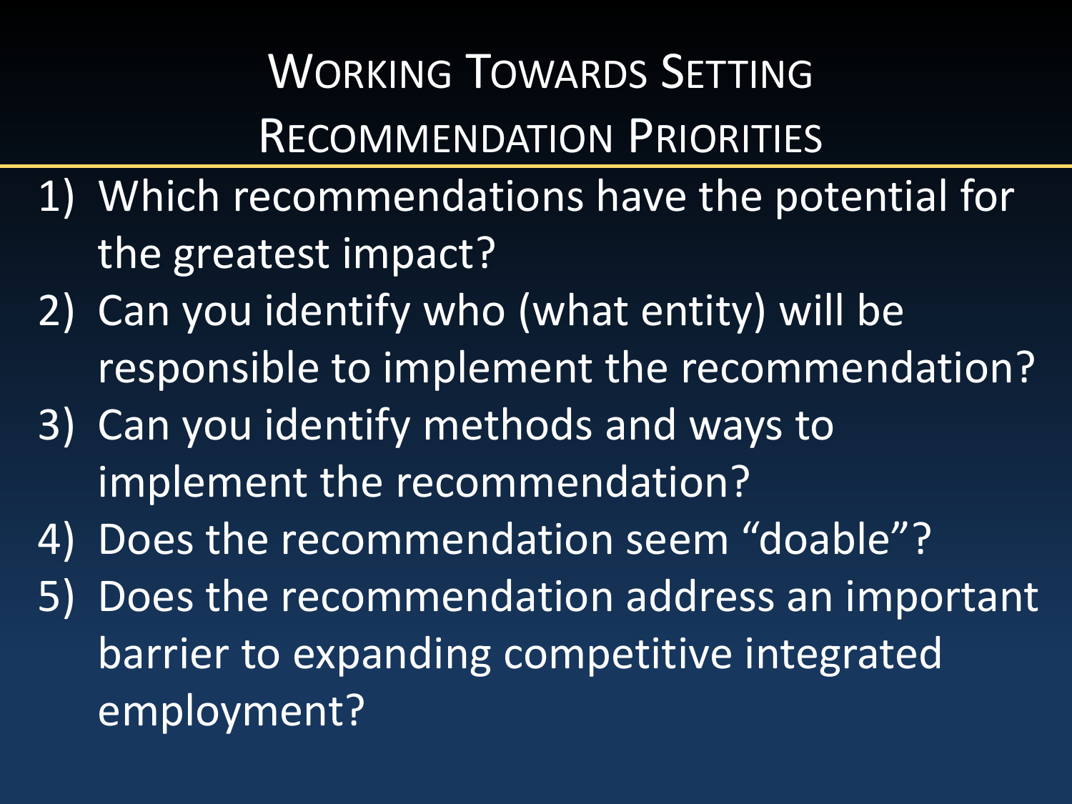# Working Towards Setting Recommendation Priorities

1) Which recommendations have the potential for the greatest impact?
2) Can you identify who (what entity) will be responsible to implement the recommendation?
3) Can you identify methods and ways to implement the recommendation?
4) Does the recommendation seem "doable"?
5) Does the recommendation address an important barrier to expanding competitive integrated employment?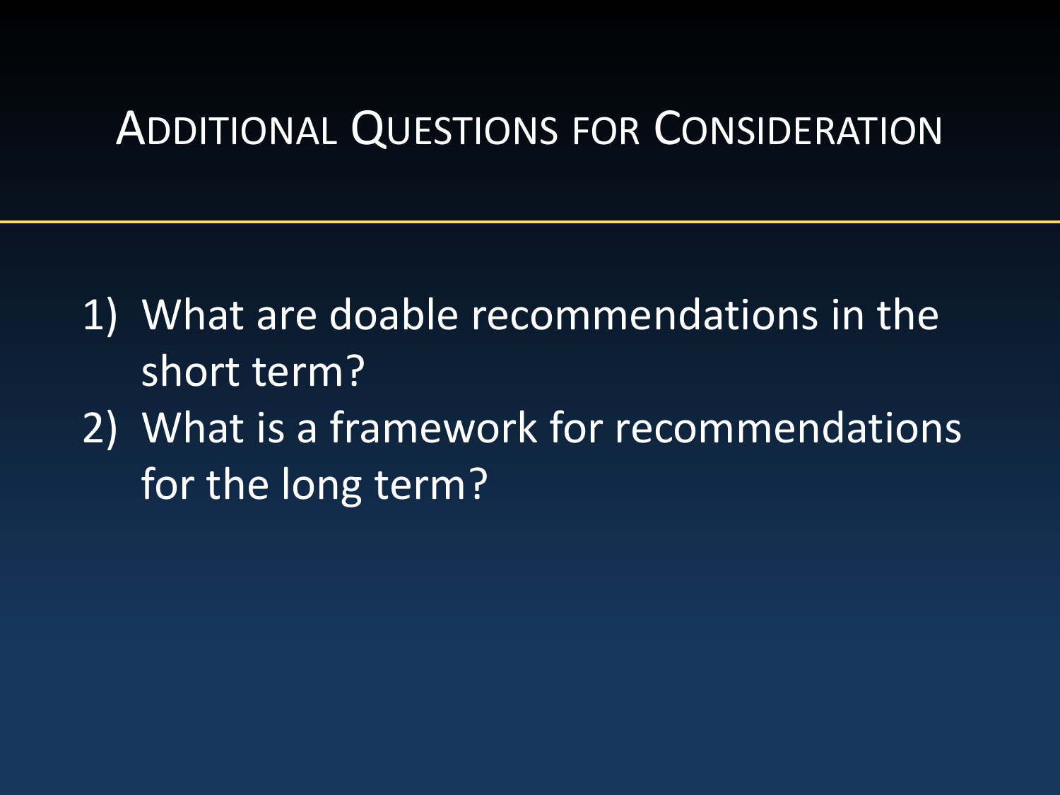# Additional Questions for Consideration

1) What are doable recommendations in the short term?
2) What is a framework for recommendations for the long term?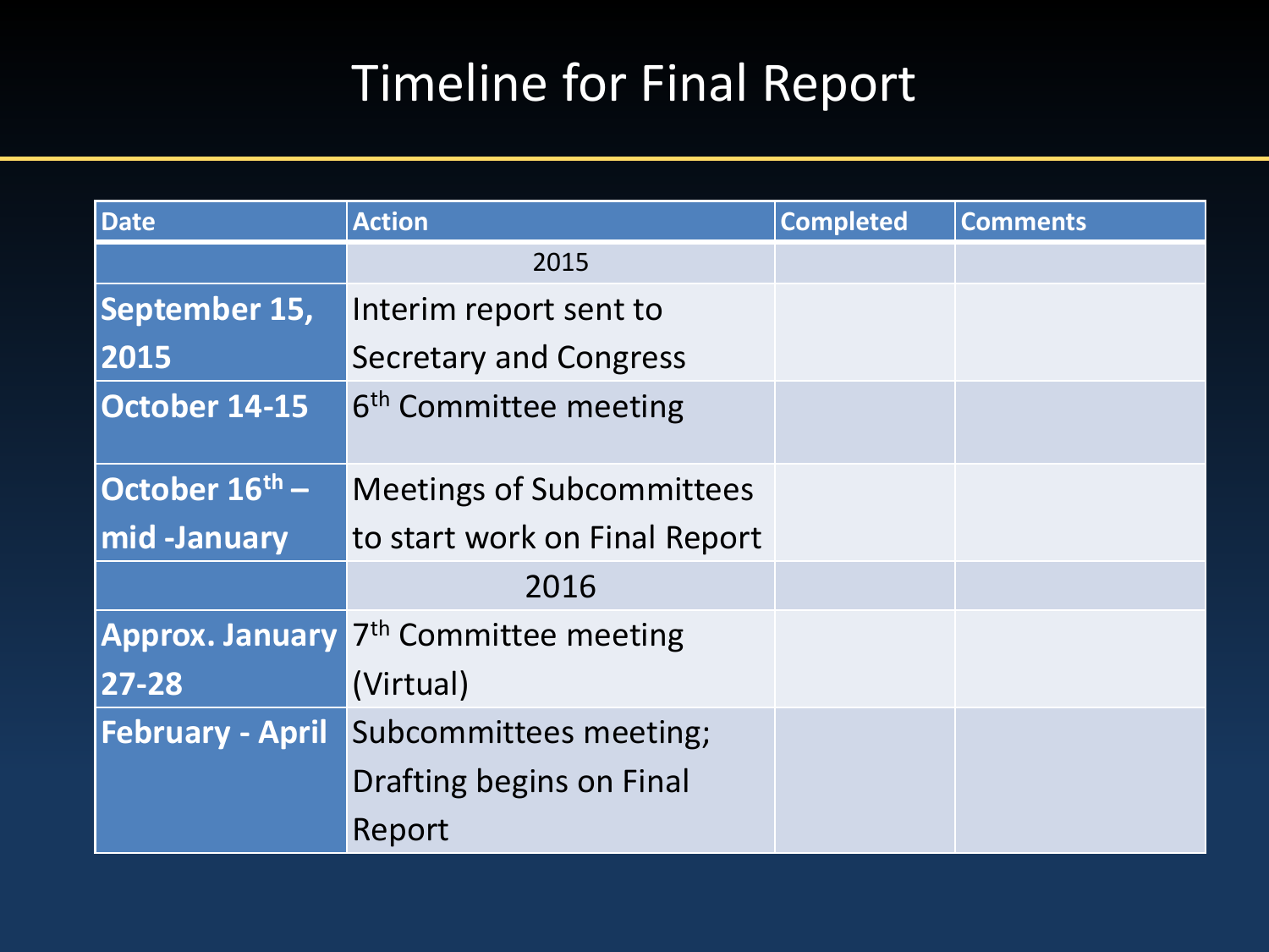# Timeline for Final Report

| Date | Action | Completed | Comments |
|---|---|---|---|
| | 2015 | | |
| **September 15, 2015** | Interim report sent to Secretary and Congress | | |
| **October 14-15** | 6th Committee meeting | | |
| **October 16th – mid -January** | Meetings of Subcommittees to start work on Final Report | | |
| | 2016 | | |
| **Approx. January 27-28** | 7th Committee meeting (Virtual) | | |
| **February - April** | Subcommittees meeting; Drafting begins on Final Report | | |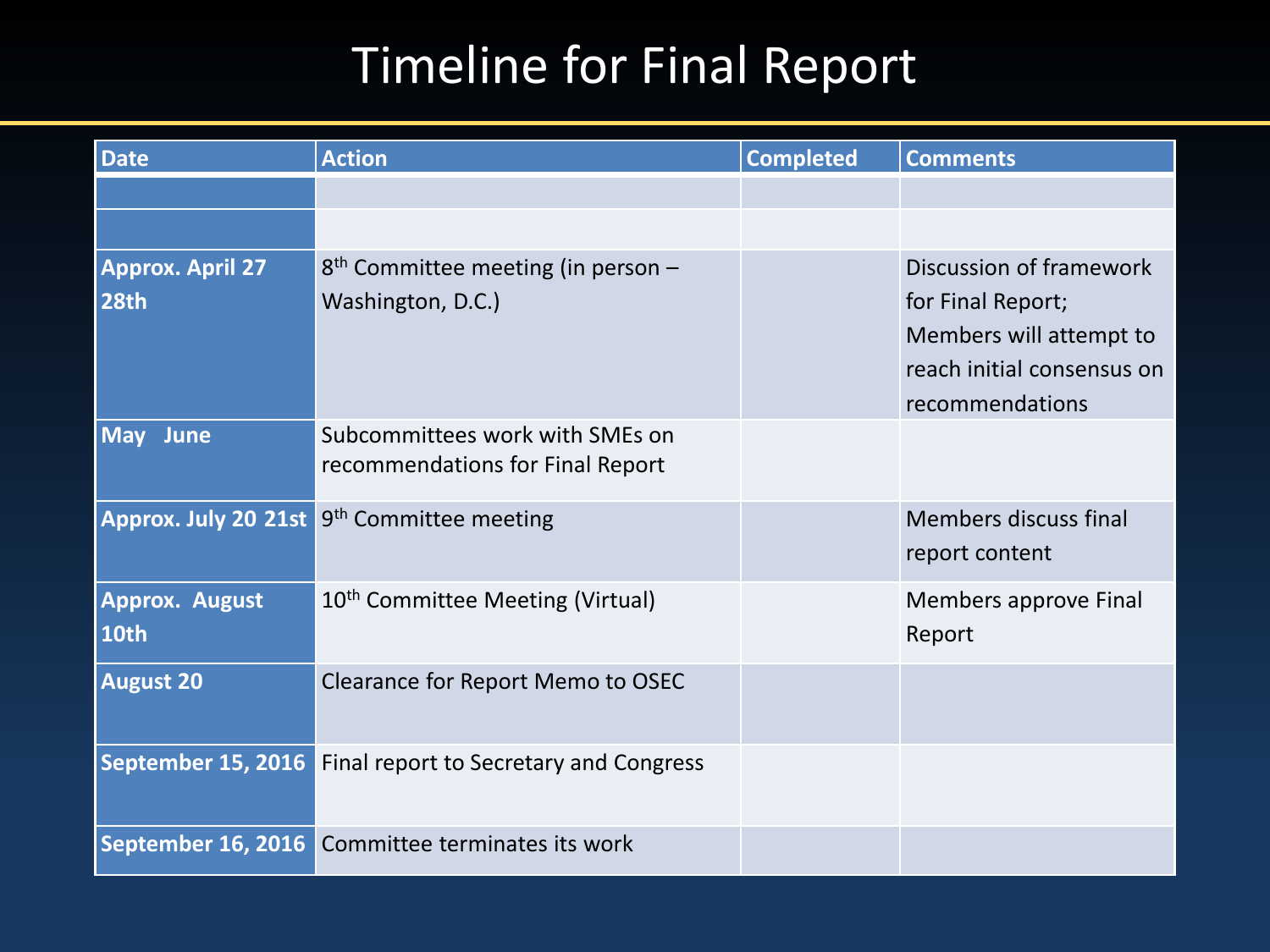# Timeline for Final Report

| Date | Action | Completed | Comments |
|---|---|---|---|
| | | | |
| | | | |
| **Approx. April 27 28th** | 8th Committee meeting (in person – Washington, D.C.) | | Discussion of framework for Final Report; Members will attempt to reach initial consensus on recommendations |
| **May June** | Subcommittees work with SMEs on recommendations for Final Report | | |
| **Approx. July 20 21st** | 9th Committee meeting | | Members discuss final report content |
| **Approx. August 10th** | 10th Committee Meeting (Virtual) | | Members approve Final Report |
| **August 20** | Clearance for Report Memo to OSEC | | |
| **September 15, 2016** | Final report to Secretary and Congress | | |
| **September 16, 2016** | Committee terminates its work | | |